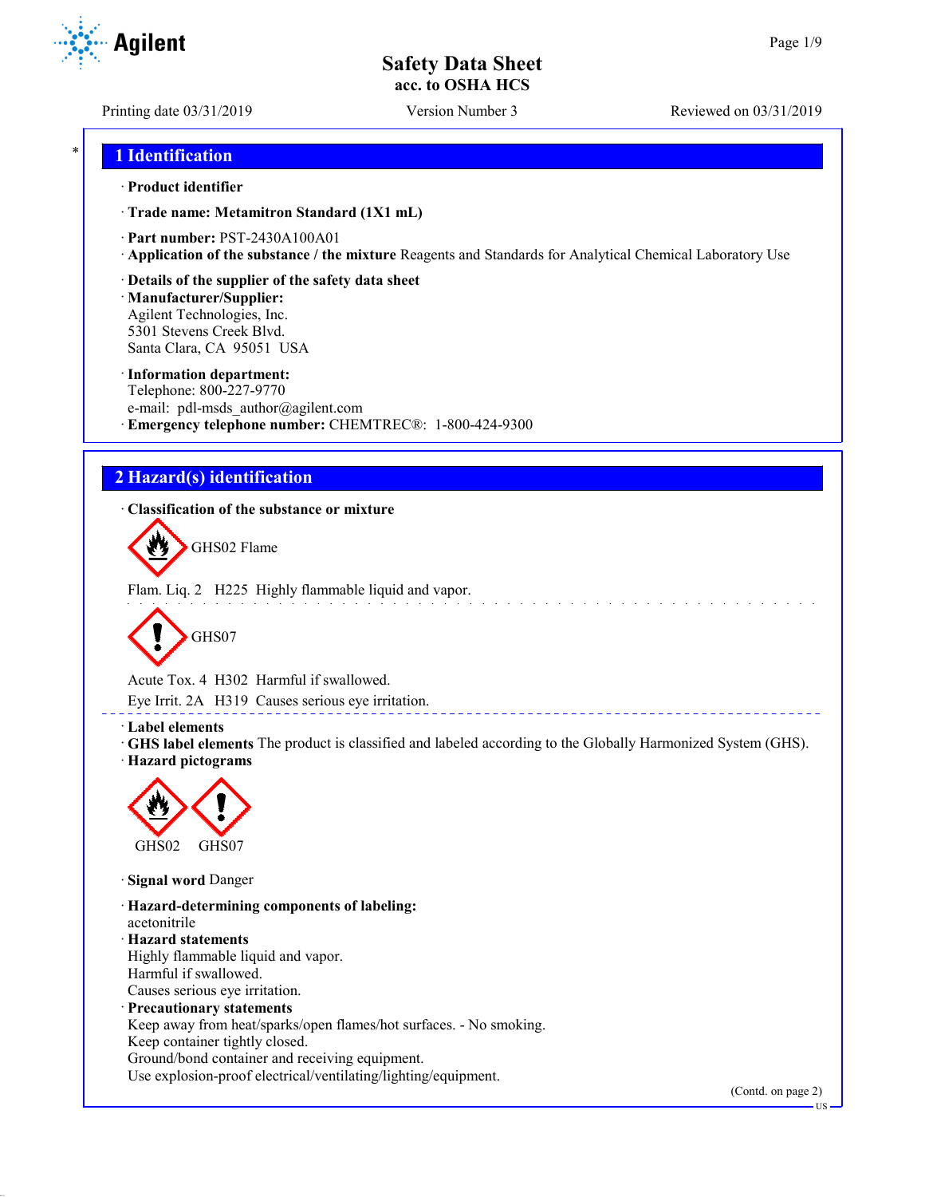# Safety Data Sheet
acc. to OSHA HCS

Printing date 03/31/2019 | Version Number 3 | Reviewed on 03/31/2019

## 1 Identification

· **Product identifier**

· **Trade name: Metamitron Standard (1X1 mL)**

· **Part number:** PST-2430A100A01

· **Application of the substance / the mixture** Reagents and Standards for Analytical Chemical Laboratory Use

· **Details of the supplier of the safety data sheet**

· **Manufacturer/Supplier:**
Agilent Technologies, Inc.
5301 Stevens Creek Blvd.
Santa Clara, CA 95051 USA

· **Information department:**
Telephone: 800-227-9770
e-mail: pdl-msds_author@agilent.com

· **Emergency telephone number:** CHEMTREC®: 1-800-424-9300

## 2 Hazard(s) identification

· **Classification of the substance or mixture**

GHS02 Flame

Flam. Liq. 2 H225 Highly flammable liquid and vapor.

GHS07

Acute Tox. 4 H302 Harmful if swallowed.

Eye Irrit. 2A H319 Causes serious eye irritation.

· **Label elements**

· **GHS label elements** The product is classified and labeled according to the Globally Harmonized System (GHS).

· **Hazard pictograms**

GHS02 GHS07

· **Signal word** Danger

· **Hazard-determining components of labeling:**
acetonitrile

· **Hazard statements**
Highly flammable liquid and vapor.
Harmful if swallowed.
Causes serious eye irritation.

· **Precautionary statements**
Keep away from heat/sparks/open flames/hot surfaces. - No smoking.
Keep container tightly closed.
Ground/bond container and receiving equipment.
Use explosion-proof electrical/ventilating/lighting/equipment.

(Contd. on page 2)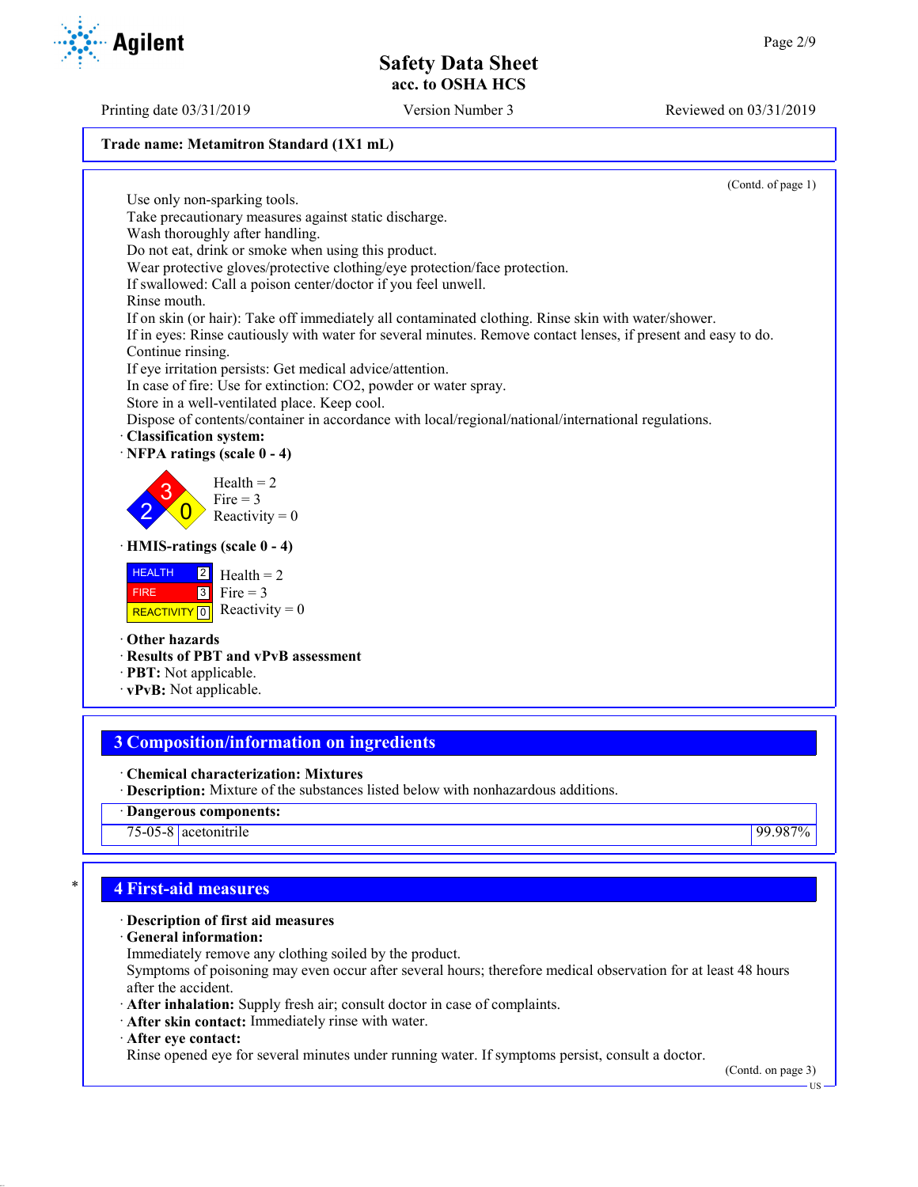**Trade name: Metamitron Standard (1X1 mL)**

(Contd. of page 1)

Use only non-sparking tools.
Take precautionary measures against static discharge.
Wash thoroughly after handling.
Do not eat, drink or smoke when using this product.
Wear protective gloves/protective clothing/eye protection/face protection.
If swallowed: Call a poison center/doctor if you feel unwell.
Rinse mouth.
If on skin (or hair): Take off immediately all contaminated clothing. Rinse skin with water/shower.
If in eyes: Rinse cautiously with water for several minutes. Remove contact lenses, if present and easy to do. Continue rinsing.
If eye irritation persists: Get medical advice/attention.
In case of fire: Use for extinction: CO2, powder or water spray.
Store in a well-ventilated place. Keep cool.
Dispose of contents/container in accordance with local/regional/national/international regulations.

· **Classification system:**
· **NFPA ratings (scale 0 - 4)**

Health = 2
Fire = 3
Reactivity = 0

· **HMIS-ratings (scale 0 - 4)**

| HEALTH | 2 | Health = 2 |
|---|---|---|
| FIRE | 3 | Fire = 3 |
| REACTIVITY | 0 | Reactivity = 0 |

· **Other hazards**
· **Results of PBT and vPvB assessment**
· **PBT:** Not applicable.
· **vPvB:** Not applicable.

## 3 Composition/information on ingredients

· **Chemical characterization: Mixtures**
· **Description:** Mixture of the substances listed below with nonhazardous additions.

| · Dangerous components: | | |
|---|---|---|
| 75-05-8 | acetonitrile | 99.987% |

## 4 First-aid measures

· **Description of first aid measures**
· **General information:**
Immediately remove any clothing soiled by the product.
Symptoms of poisoning may even occur after several hours; therefore medical observation for at least 48 hours after the accident.
· **After inhalation:** Supply fresh air; consult doctor in case of complaints.
· **After skin contact:** Immediately rinse with water.
· **After eye contact:**
Rinse opened eye for several minutes under running water. If symptoms persist, consult a doctor.

(Contd. on page 3)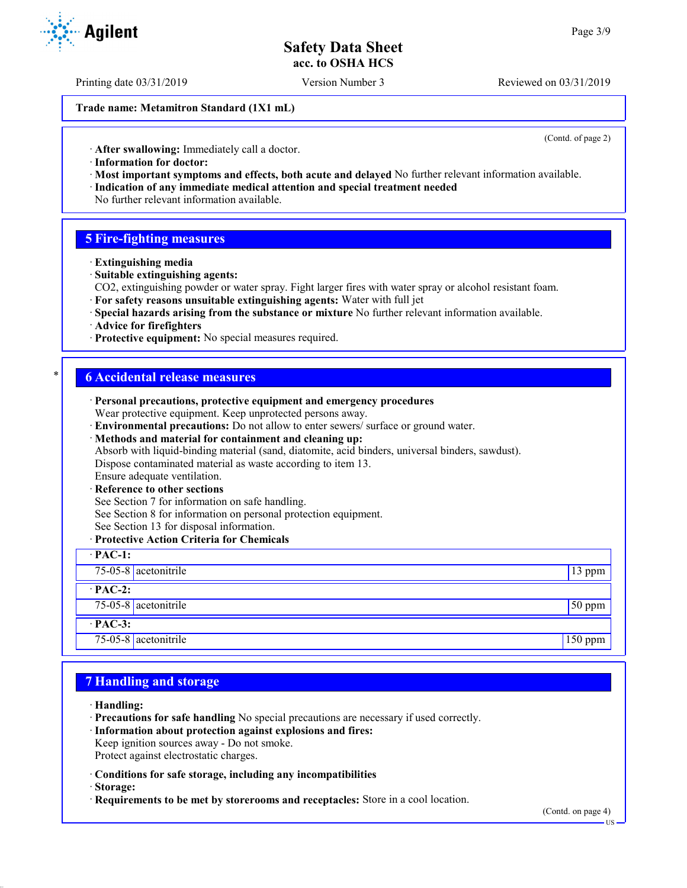**Trade name: Metamitron Standard (1X1 mL)**

(Contd. of page 2)

· **After swallowing:** Immediately call a doctor.
· **Information for doctor:**
· **Most important symptoms and effects, both acute and delayed** No further relevant information available.
· **Indication of any immediate medical attention and special treatment needed**
No further relevant information available.

## 5 Fire-fighting measures

· **Extinguishing media**
· **Suitable extinguishing agents:**
CO2, extinguishing powder or water spray. Fight larger fires with water spray or alcohol resistant foam.
· **For safety reasons unsuitable extinguishing agents:** Water with full jet
· **Special hazards arising from the substance or mixture** No further relevant information available.
· **Advice for firefighters**
· **Protective equipment:** No special measures required.

## 6 Accidental release measures

· **Personal precautions, protective equipment and emergency procedures**
Wear protective equipment. Keep unprotected persons away.
· **Environmental precautions:** Do not allow to enter sewers/ surface or ground water.
· **Methods and material for containment and cleaning up:**
Absorb with liquid-binding material (sand, diatomite, acid binders, universal binders, sawdust).
Dispose contaminated material as waste according to item 13.
Ensure adequate ventilation.
· **Reference to other sections**
See Section 7 for information on safe handling.
See Section 8 for information on personal protection equipment.
See Section 13 for disposal information.
· **Protective Action Criteria for Chemicals**

| · **PAC-1:** | | |
|---|---|---|
| 75-05-8 | acetonitrile | 13 ppm |
| · **PAC-2:** | | |
| 75-05-8 | acetonitrile | 50 ppm |
| · **PAC-3:** | | |
| 75-05-8 | acetonitrile | 150 ppm |

## 7 Handling and storage

· **Handling:**
· **Precautions for safe handling** No special precautions are necessary if used correctly.
· **Information about protection against explosions and fires:**
Keep ignition sources away - Do not smoke.
Protect against electrostatic charges.

· **Conditions for safe storage, including any incompatibilities**
· **Storage:**
· **Requirements to be met by storerooms and receptacles:** Store in a cool location.

(Contd. on page 4)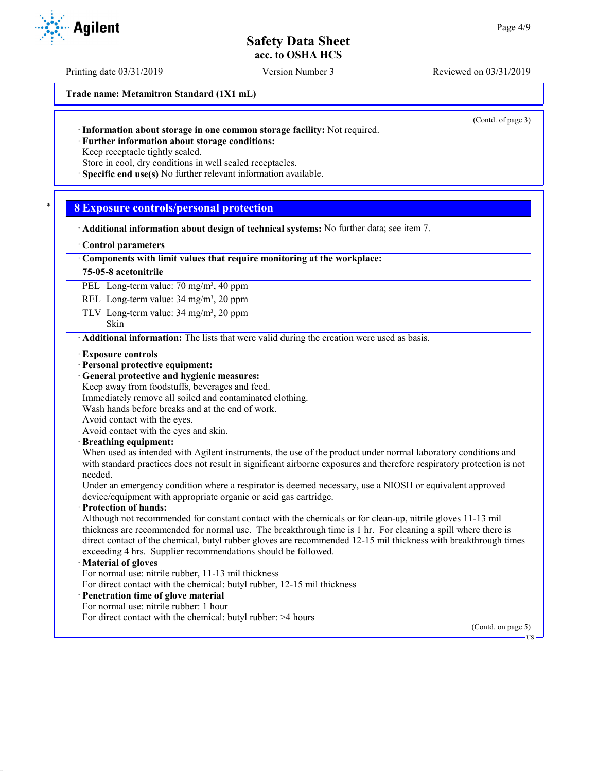Trade name: Metamitron Standard (1X1 mL)

(Contd. of page 3)

· **Information about storage in one common storage facility:** Not required.
· **Further information about storage conditions:**
Keep receptacle tightly sealed.
Store in cool, dry conditions in well sealed receptacles.
· **Specific end use(s)** No further relevant information available.

## 8 Exposure controls/personal protection

· **Additional information about design of technical systems:** No further data; see item 7.

· **Control parameters**

| · Components with limit values that require monitoring at the workplace: | |
|---|---|
| **75-05-8 acetonitrile** | |
| PEL | Long-term value: 70 mg/m³, 40 ppm |
| REL | Long-term value: 34 mg/m³, 20 ppm |
| TLV | Long-term value: 34 mg/m³, 20 ppm<br>Skin |

· **Additional information:** The lists that were valid during the creation were used as basis.

· **Exposure controls**
· **Personal protective equipment:**
· **General protective and hygienic measures:**
Keep away from foodstuffs, beverages and feed.
Immediately remove all soiled and contaminated clothing.
Wash hands before breaks and at the end of work.
Avoid contact with the eyes.
Avoid contact with the eyes and skin.
· **Breathing equipment:**
When used as intended with Agilent instruments, the use of the product under normal laboratory conditions and with standard practices does not result in significant airborne exposures and therefore respiratory protection is not needed.
Under an emergency condition where a respirator is deemed necessary, use a NIOSH or equivalent approved device/equipment with appropriate organic or acid gas cartridge.
· **Protection of hands:**
Although not recommended for constant contact with the chemicals or for clean-up, nitrile gloves 11-13 mil thickness are recommended for normal use. The breakthrough time is 1 hr. For cleaning a spill where there is direct contact of the chemical, butyl rubber gloves are recommended 12-15 mil thickness with breakthrough times exceeding 4 hrs. Supplier recommendations should be followed.
· **Material of gloves**
For normal use: nitrile rubber, 11-13 mil thickness
For direct contact with the chemical: butyl rubber, 12-15 mil thickness
· **Penetration time of glove material**
For normal use: nitrile rubber: 1 hour
For direct contact with the chemical: butyl rubber: >4 hours

(Contd. on page 5)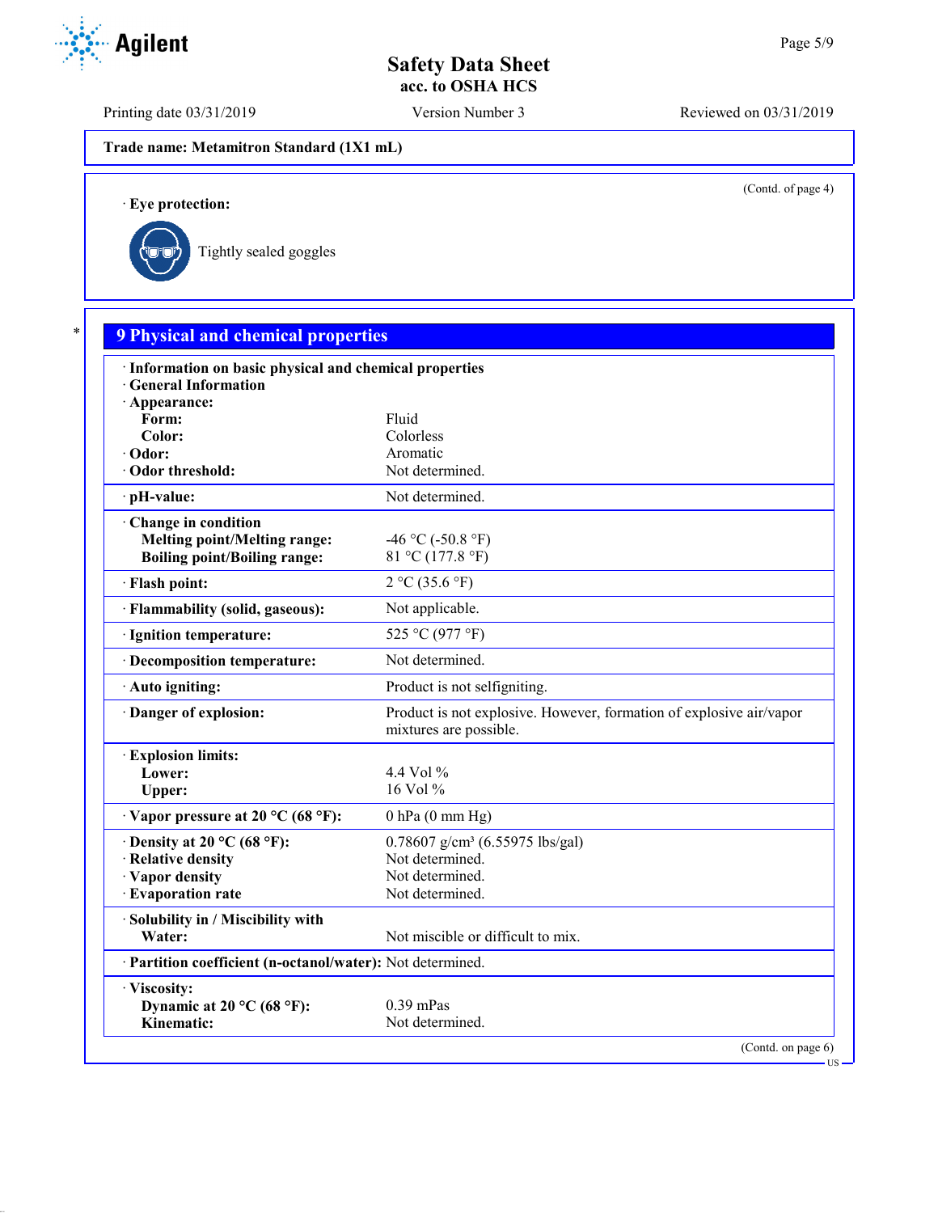Trade name: Metamitron Standard (1X1 mL)

(Contd. of page 4)

· Eye protection:

Tightly sealed goggles

## 9 Physical and chemical properties

| | |
|---|---|
| · **Information on basic physical and chemical properties** | |
| · **General Information** | |
| · **Appearance:** | |
| **Form:** | Fluid |
| **Color:** | Colorless |
| · **Odor:** | Aromatic |
| · **Odor threshold:** | Not determined. |
| · **pH-value:** | Not determined. |
| · **Change in condition** | |
| **Melting point/Melting range:** | -46 °C (-50.8 °F) |
| **Boiling point/Boiling range:** | 81 °C (177.8 °F) |
| · **Flash point:** | 2 °C (35.6 °F) |
| · **Flammability (solid, gaseous):** | Not applicable. |
| · **Ignition temperature:** | 525 °C (977 °F) |
| · **Decomposition temperature:** | Not determined. |
| · **Auto igniting:** | Product is not selfigniting. |
| · **Danger of explosion:** | Product is not explosive. However, formation of explosive air/vapor mixtures are possible. |
| · **Explosion limits:** | |
| **Lower:** | 4.4 Vol % |
| **Upper:** | 16 Vol % |
| · **Vapor pressure at 20 °C (68 °F):** | 0 hPa (0 mm Hg) |
| · **Density at 20 °C (68 °F):** | 0.78607 g/cm³ (6.55975 lbs/gal) |
| · **Relative density** | Not determined. |
| · **Vapor density** | Not determined. |
| · **Evaporation rate** | Not determined. |
| · **Solubility in / Miscibility with** | |
| **Water:** | Not miscible or difficult to mix. |
| · **Partition coefficient (n-octanol/water):** | Not determined. |
| · **Viscosity:** | |
| **Dynamic at 20 °C (68 °F):** | 0.39 mPas |
| **Kinematic:** | Not determined. |

(Contd. on page 6)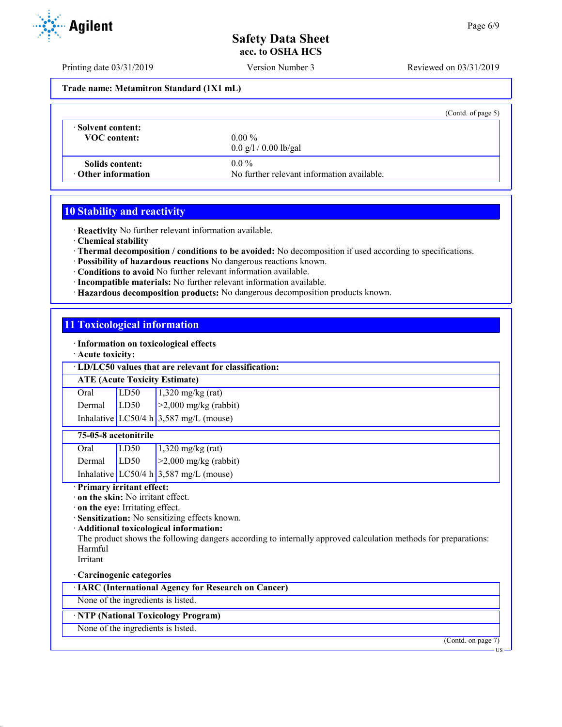Trade name: Metamitron Standard (1X1 mL)

(Contd. of page 5)

| · Solvent content: | |
|---|---|
| VOC content: | 0.00 % |
| | 0.0 g/l / 0.00 lb/gal |
| Solids content: | 0.0 % |
| · Other information | No further relevant information available. |

## 10 Stability and reactivity

· **Reactivity** No further relevant information available.
· **Chemical stability**
· **Thermal decomposition / conditions to be avoided:** No decomposition if used according to specifications.
· **Possibility of hazardous reactions** No dangerous reactions known.
· **Conditions to avoid** No further relevant information available.
· **Incompatible materials:** No further relevant information available.
· **Hazardous decomposition products:** No dangerous decomposition products known.

## 11 Toxicological information

· **Information on toxicological effects**
· **Acute toxicity:**

· **LD/LC50 values that are relevant for classification:**

| ATE (Acute Toxicity Estimate) | | |
|---|---|---|
| Oral | LD50 | 1,320 mg/kg (rat) |
| Dermal | LD50 | >2,000 mg/kg (rabbit) |
| Inhalative | LC50/4 h | 3,587 mg/L (mouse) |

| 75-05-8 acetonitrile | | |
|---|---|---|
| Oral | LD50 | 1,320 mg/kg (rat) |
| Dermal | LD50 | >2,000 mg/kg (rabbit) |
| Inhalative | LC50/4 h | 3,587 mg/L (mouse) |

· **Primary irritant effect:**
· **on the skin:** No irritant effect.
· **on the eye:** Irritating effect.
· **Sensitization:** No sensitizing effects known.
· **Additional toxicological information:**
The product shows the following dangers according to internally approved calculation methods for preparations:
Harmful
Irritant

· **Carcinogenic categories**

· **IARC (International Agency for Research on Cancer)**
None of the ingredients is listed.

· **NTP (National Toxicology Program)**
None of the ingredients is listed.

(Contd. on page 7)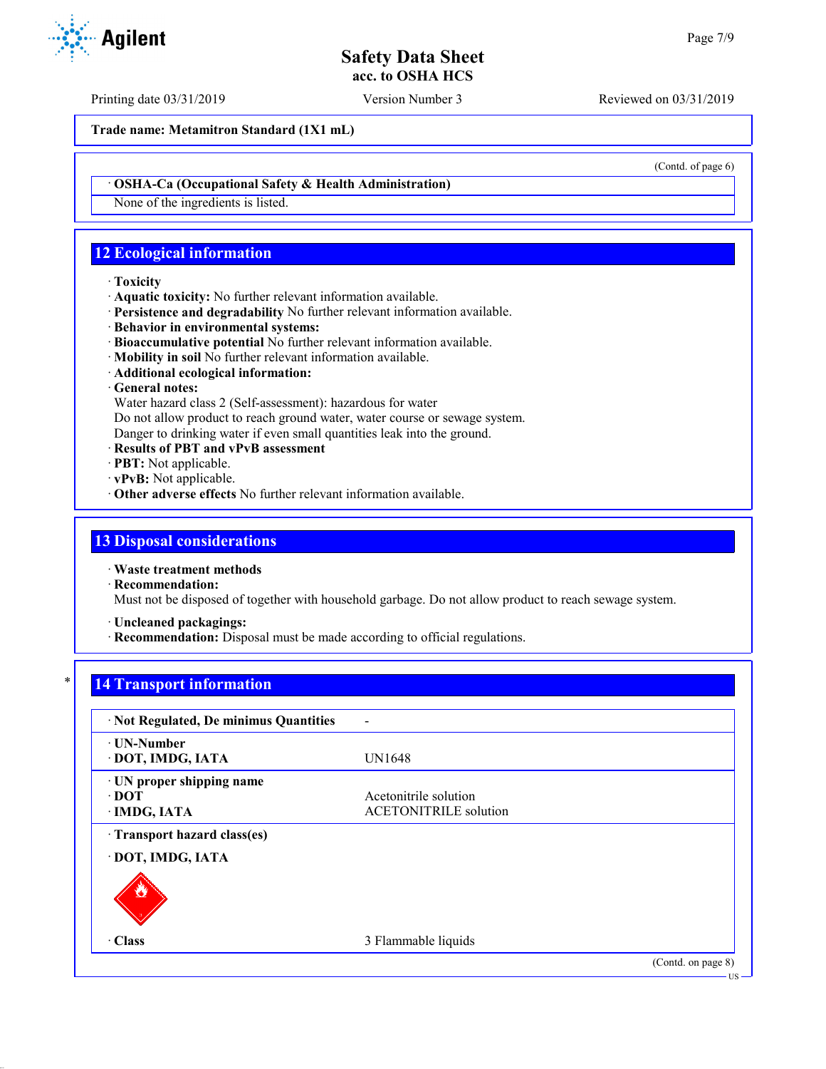Trade name: Metamitron Standard (1X1 mL)

(Contd. of page 6)

· **OSHA-Ca (Occupational Safety & Health Administration)**

None of the ingredients is listed.

## 12 Ecological information

· **Toxicity**
· **Aquatic toxicity:** No further relevant information available.
· **Persistence and degradability** No further relevant information available.
· **Behavior in environmental systems:**
· **Bioaccumulative potential** No further relevant information available.
· **Mobility in soil** No further relevant information available.
· **Additional ecological information:**
· **General notes:**
Water hazard class 2 (Self-assessment): hazardous for water
Do not allow product to reach ground water, water course or sewage system.
Danger to drinking water if even small quantities leak into the ground.
· **Results of PBT and vPvB assessment**
· **PBT:** Not applicable.
· **vPvB:** Not applicable.
· **Other adverse effects** No further relevant information available.

## 13 Disposal considerations

· **Waste treatment methods**
· **Recommendation:**
Must not be disposed of together with household garbage. Do not allow product to reach sewage system.

· **Uncleaned packagings:**
· **Recommendation:** Disposal must be made according to official regulations.

## 14 Transport information

| | |
|---|---|
| · **Not Regulated, De minimus Quantities** | - |
| · **UN-Number** | |
| · **DOT, IMDG, IATA** | UN1648 |
| · **UN proper shipping name** | |
| · **DOT** | Acetonitrile solution |
| · **IMDG, IATA** | ACETONITRILE solution |
| · **Transport hazard class(es)** | |
| · **DOT, IMDG, IATA** | |
| · **Class** | 3 Flammable liquids |

(Contd. on page 8)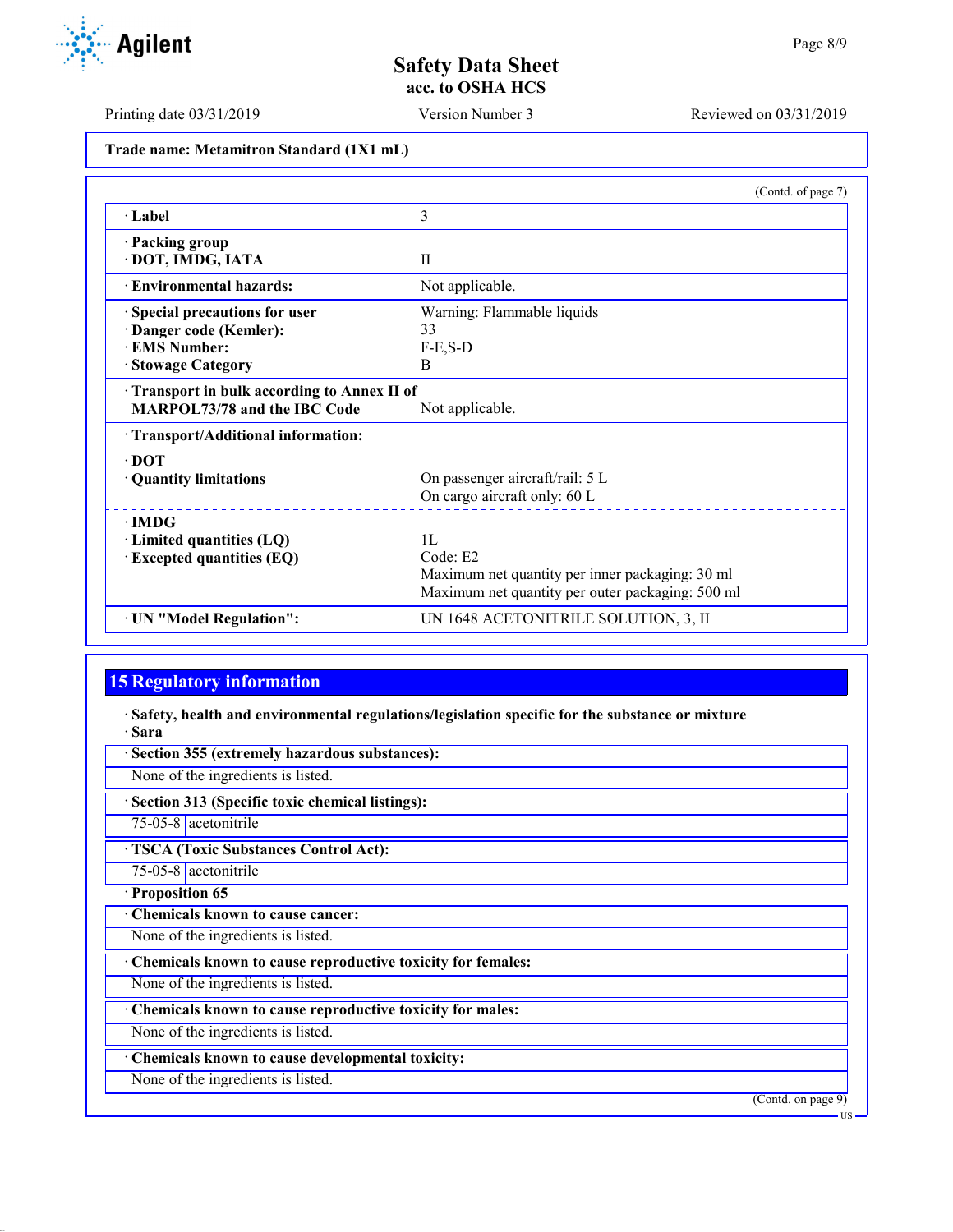Trade name: Metamitron Standard (1X1 mL)

(Contd. of page 7)

| | |
|---|---|
| · Label | 3 |
| · Packing group<br>· DOT, IMDG, IATA | II |
| · Environmental hazards: | Not applicable. |
| · Special precautions for user | Warning: Flammable liquids |
| · Danger code (Kemler): | 33 |
| · EMS Number: | F-E,S-D |
| · Stowage Category | B |
| · Transport in bulk according to Annex II of MARPOL73/78 and the IBC Code | Not applicable. |
| · Transport/Additional information: | |
| · DOT | |
| · Quantity limitations | On passenger aircraft/rail: 5 L<br>On cargo aircraft only: 60 L |
| · IMDG | |
| · Limited quantities (LQ) | 1L |
| · Excepted quantities (EQ) | Code: E2<br>Maximum net quantity per inner packaging: 30 ml<br>Maximum net quantity per outer packaging: 500 ml |
| · UN "Model Regulation": | UN 1648 ACETONITRILE SOLUTION, 3, II |

## 15 Regulatory information

· **Safety, health and environmental regulations/legislation specific for the substance or mixture**

· **Sara**

· **Section 355 (extremely hazardous substances):**

None of the ingredients is listed.

· **Section 313 (Specific toxic chemical listings):**

| | |
|---|---|
| 75-05-8 | acetonitrile |

· **TSCA (Toxic Substances Control Act):**

| | |
|---|---|
| 75-05-8 | acetonitrile |

· **Proposition 65**

· **Chemicals known to cause cancer:**

None of the ingredients is listed.

· **Chemicals known to cause reproductive toxicity for females:**

None of the ingredients is listed.

· **Chemicals known to cause reproductive toxicity for males:**

None of the ingredients is listed.

· **Chemicals known to cause developmental toxicity:**

None of the ingredients is listed.

(Contd. on page 9)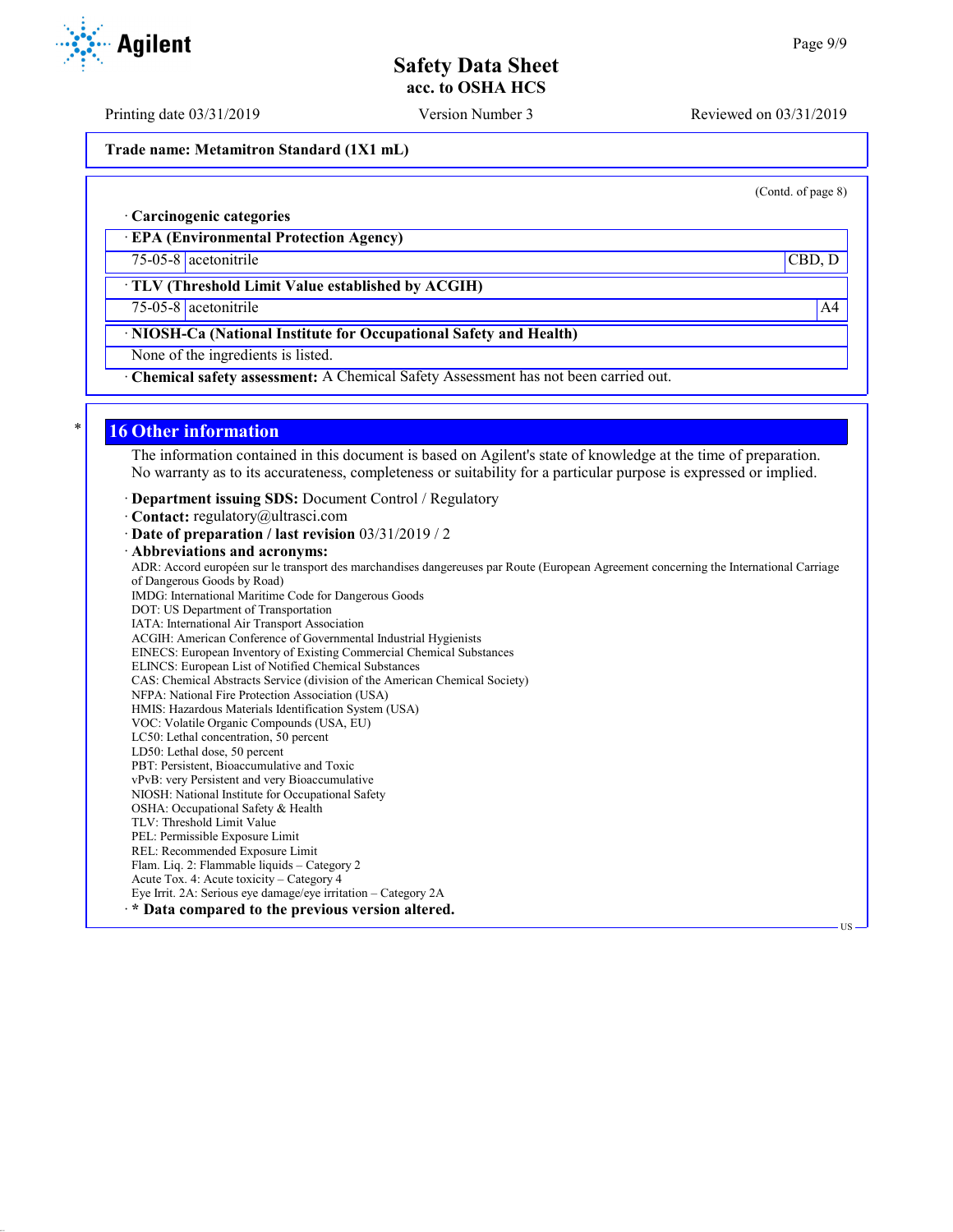(Contd. of page 8)

· **Carcinogenic categories**

· **EPA (Environmental Protection Agency)**

| | | |
|---|---|---|
| 75-05-8 | acetonitrile | CBD, D |

· **TLV (Threshold Limit Value established by ACGIH)**

| | | |
|---|---|---|
| 75-05-8 | acetonitrile | A4 |

· **NIOSH-Ca (National Institute for Occupational Safety and Health)**

None of the ingredients is listed.

· **Chemical safety assessment:** A Chemical Safety Assessment has not been carried out.

## 16 Other information

The information contained in this document is based on Agilent's state of knowledge at the time of preparation. No warranty as to its accurateness, completeness or suitability for a particular purpose is expressed or implied.

· **Department issuing SDS:** Document Control / Regulatory
· **Contact:** regulatory@ultrasci.com
· **Date of preparation / last revision** 03/31/2019 / 2
· **Abbreviations and acronyms:**

ADR: Accord européen sur le transport des marchandises dangereuses par Route (European Agreement concerning the International Carriage of Dangerous Goods by Road)
IMDG: International Maritime Code for Dangerous Goods
DOT: US Department of Transportation
IATA: International Air Transport Association
ACGIH: American Conference of Governmental Industrial Hygienists
EINECS: European Inventory of Existing Commercial Chemical Substances
ELINCS: European List of Notified Chemical Substances
CAS: Chemical Abstracts Service (division of the American Chemical Society)
NFPA: National Fire Protection Association (USA)
HMIS: Hazardous Materials Identification System (USA)
VOC: Volatile Organic Compounds (USA, EU)
LC50: Lethal concentration, 50 percent
LD50: Lethal dose, 50 percent
PBT: Persistent, Bioaccumulative and Toxic
vPvB: very Persistent and very Bioaccumulative
NIOSH: National Institute for Occupational Safety
OSHA: Occupational Safety & Health
TLV: Threshold Limit Value
PEL: Permissible Exposure Limit
REL: Recommended Exposure Limit
Flam. Liq. 2: Flammable liquids – Category 2
Acute Tox. 4: Acute toxicity – Category 4
Eye Irrit. 2A: Serious eye damage/eye irritation – Category 2A

· **\* Data compared to the previous version altered.**